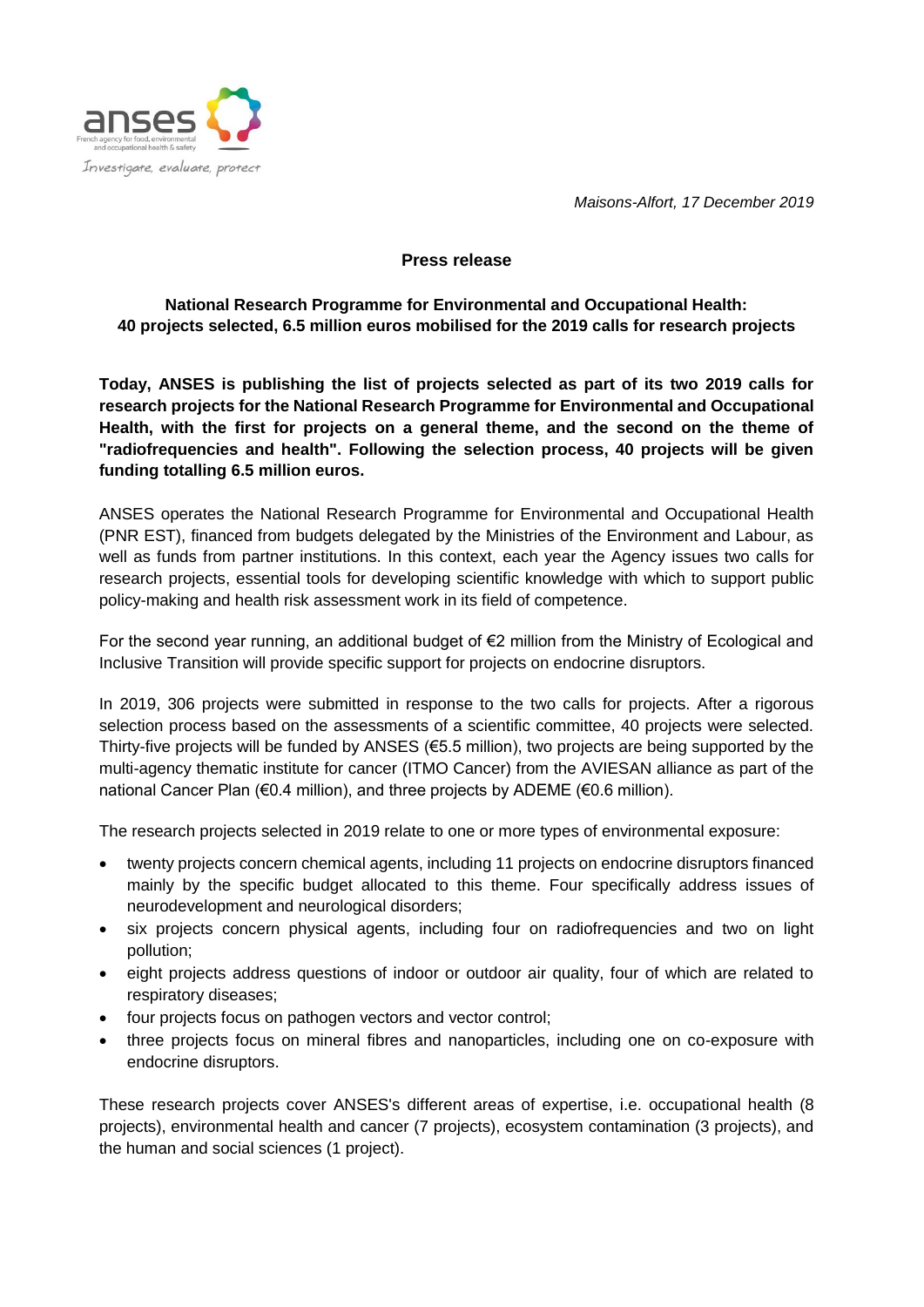anses
French agency for food, environmental and occupational health & safety
*Investigate, evaluate, protect*

*Maisons-Alfort, 17 December 2019*

**Press release**

**National Research Programme for Environmental and Occupational Health: 40 projects selected, 6.5 million euros mobilised for the 2019 calls for research projects**

**Today, ANSES is publishing the list of projects selected as part of its two 2019 calls for research projects for the National Research Programme for Environmental and Occupational Health, with the first for projects on a general theme, and the second on the theme of "radiofrequencies and health". Following the selection process, 40 projects will be given funding totalling 6.5 million euros.**

ANSES operates the National Research Programme for Environmental and Occupational Health (PNR EST), financed from budgets delegated by the Ministries of the Environment and Labour, as well as funds from partner institutions. In this context, each year the Agency issues two calls for research projects, essential tools for developing scientific knowledge with which to support public policy-making and health risk assessment work in its field of competence.

For the second year running, an additional budget of €2 million from the Ministry of Ecological and Inclusive Transition will provide specific support for projects on endocrine disruptors.

In 2019, 306 projects were submitted in response to the two calls for projects. After a rigorous selection process based on the assessments of a scientific committee, 40 projects were selected. Thirty-five projects will be funded by ANSES (€5.5 million), two projects are being supported by the multi-agency thematic institute for cancer (ITMO Cancer) from the AVIESAN alliance as part of the national Cancer Plan (€0.4 million), and three projects by ADEME (€0.6 million).

The research projects selected in 2019 relate to one or more types of environmental exposure:

- twenty projects concern chemical agents, including 11 projects on endocrine disruptors financed mainly by the specific budget allocated to this theme. Four specifically address issues of neurodevelopment and neurological disorders;
- six projects concern physical agents, including four on radiofrequencies and two on light pollution;
- eight projects address questions of indoor or outdoor air quality, four of which are related to respiratory diseases;
- four projects focus on pathogen vectors and vector control;
- three projects focus on mineral fibres and nanoparticles, including one on co-exposure with endocrine disruptors.

These research projects cover ANSES's different areas of expertise, i.e. occupational health (8 projects), environmental health and cancer (7 projects), ecosystem contamination (3 projects), and the human and social sciences (1 project).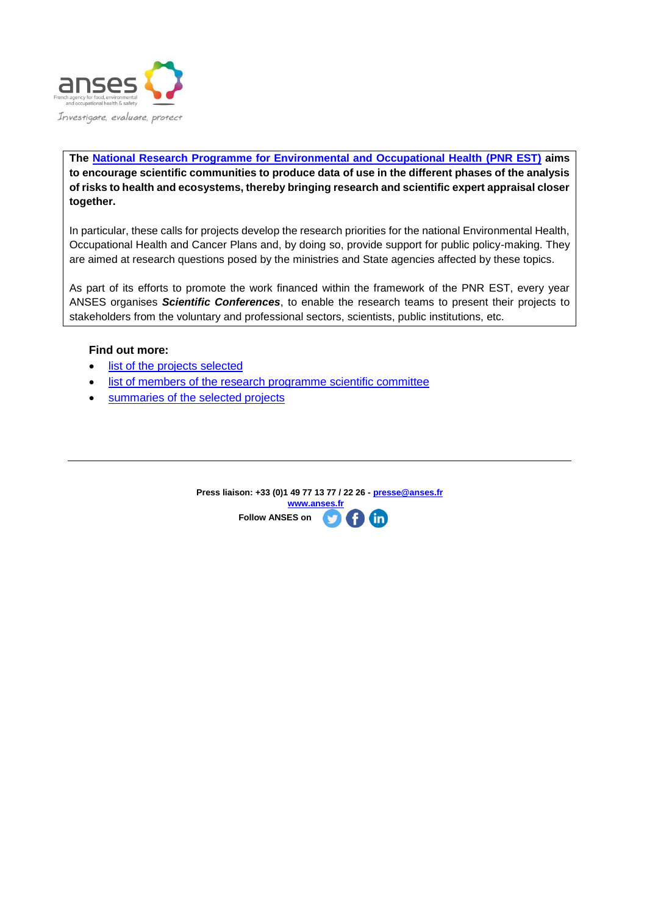**The National Research Programme for Environmental and Occupational Health (PNR EST) aims to encourage scientific communities to produce data of use in the different phases of the analysis of risks to health and ecosystems, thereby bringing research and scientific expert appraisal closer together.**

In particular, these calls for projects develop the research priorities for the national Environmental Health, Occupational Health and Cancer Plans and, by doing so, provide support for public policy-making. They are aimed at research questions posed by the ministries and State agencies affected by these topics.

As part of its efforts to promote the work financed within the framework of the PNR EST, every year ANSES organises ***Scientific Conferences***, to enable the research teams to present their projects to stakeholders from the voluntary and professional sectors, scientists, public institutions, etc.

**Find out more:**

- list of the projects selected
- list of members of the research programme scientific committee
- summaries of the selected projects

---

**Press liaison: +33 (0)1 49 77 13 77 / 22 26 - presse@anses.fr**
**www.anses.fr**
**Follow ANSES on**